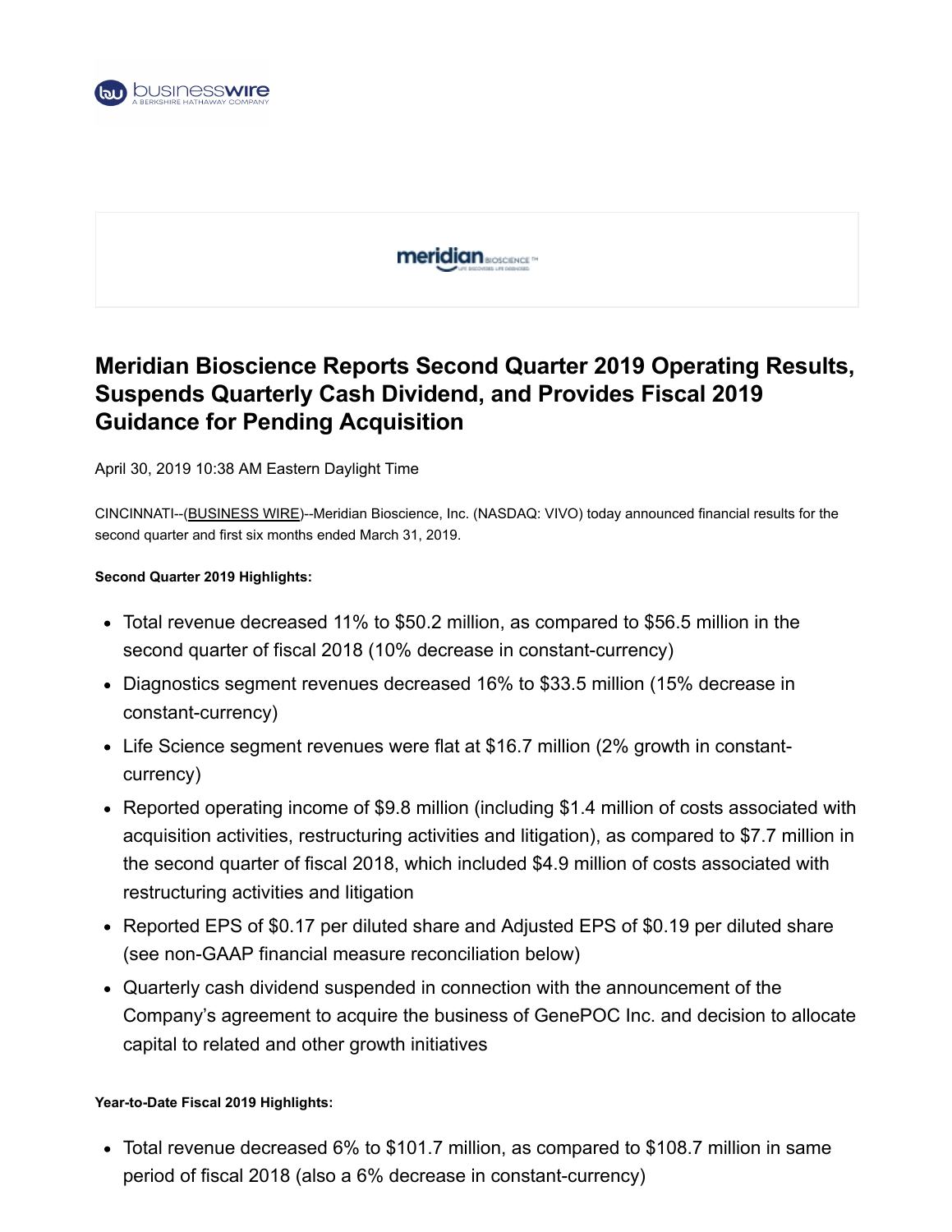# Meridian Bioscience Reports Second Quarter 2019 Operating Results, Suspends Quarterly Cash Dividend, and Provides Fiscal 2019 Guidance for Pending Acquisition

April 30, 2019 10:38 AM Eastern Daylight Time

CINCINNATI--(BUSINESS WIRE)--Meridian Bioscience, Inc. (NASDAQ: VIVO) today announced financial results for the second quarter and first six months ended March 31, 2019.

**Second Quarter 2019 Highlights:**

- Total revenue decreased 11% to $50.2 million, as compared to $56.5 million in the second quarter of fiscal 2018 (10% decrease in constant-currency)
- Diagnostics segment revenues decreased 16% to $33.5 million (15% decrease in constant-currency)
- Life Science segment revenues were flat at $16.7 million (2% growth in constant-currency)
- Reported operating income of $9.8 million (including $1.4 million of costs associated with acquisition activities, restructuring activities and litigation), as compared to $7.7 million in the second quarter of fiscal 2018, which included $4.9 million of costs associated with restructuring activities and litigation
- Reported EPS of $0.17 per diluted share and Adjusted EPS of $0.19 per diluted share (see non-GAAP financial measure reconciliation below)
- Quarterly cash dividend suspended in connection with the announcement of the Company's agreement to acquire the business of GenePOC Inc. and decision to allocate capital to related and other growth initiatives

**Year-to-Date Fiscal 2019 Highlights:**

- Total revenue decreased 6% to $101.7 million, as compared to $108.7 million in same period of fiscal 2018 (also a 6% decrease in constant-currency)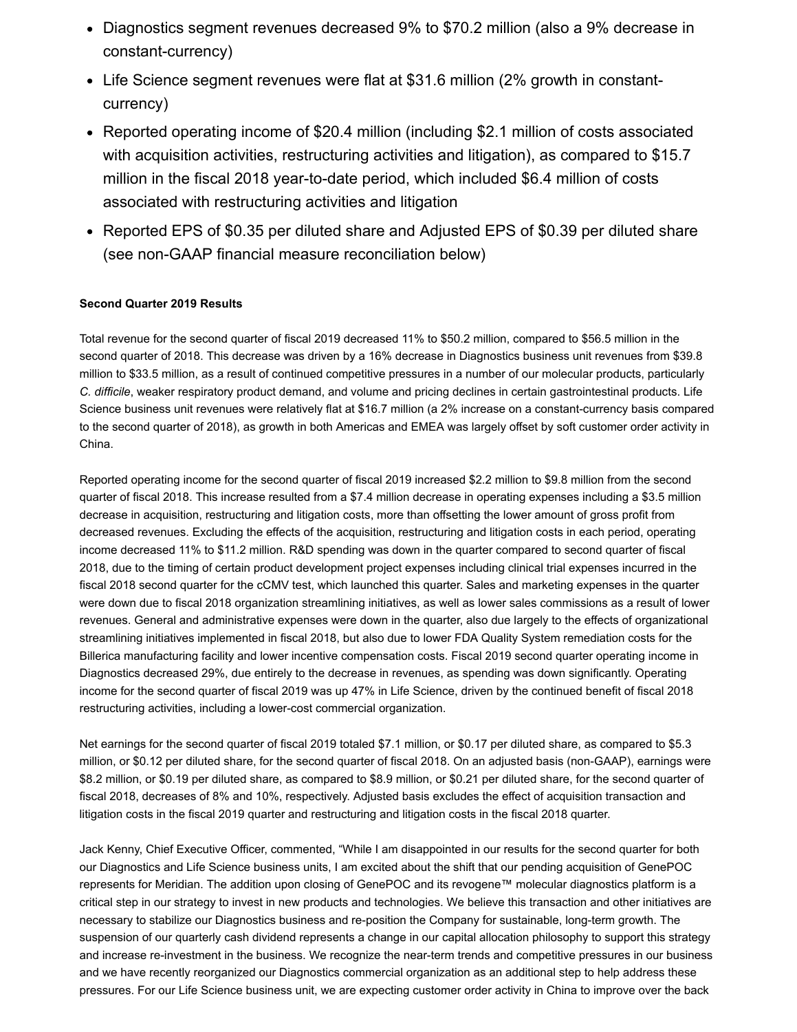- Diagnostics segment revenues decreased 9% to $70.2 million (also a 9% decrease in constant-currency)
- Life Science segment revenues were flat at $31.6 million (2% growth in constant-currency)
- Reported operating income of $20.4 million (including $2.1 million of costs associated with acquisition activities, restructuring activities and litigation), as compared to $15.7 million in the fiscal 2018 year-to-date period, which included $6.4 million of costs associated with restructuring activities and litigation
- Reported EPS of $0.35 per diluted share and Adjusted EPS of $0.39 per diluted share (see non-GAAP financial measure reconciliation below)

**Second Quarter 2019 Results**

Total revenue for the second quarter of fiscal 2019 decreased 11% to $50.2 million, compared to $56.5 million in the second quarter of 2018. This decrease was driven by a 16% decrease in Diagnostics business unit revenues from $39.8 million to $33.5 million, as a result of continued competitive pressures in a number of our molecular products, particularly *C. difficile*, weaker respiratory product demand, and volume and pricing declines in certain gastrointestinal products. Life Science business unit revenues were relatively flat at $16.7 million (a 2% increase on a constant-currency basis compared to the second quarter of 2018), as growth in both Americas and EMEA was largely offset by soft customer order activity in China.

Reported operating income for the second quarter of fiscal 2019 increased $2.2 million to $9.8 million from the second quarter of fiscal 2018. This increase resulted from a $7.4 million decrease in operating expenses including a $3.5 million decrease in acquisition, restructuring and litigation costs, more than offsetting the lower amount of gross profit from decreased revenues. Excluding the effects of the acquisition, restructuring and litigation costs in each period, operating income decreased 11% to $11.2 million. R&D spending was down in the quarter compared to second quarter of fiscal 2018, due to the timing of certain product development project expenses including clinical trial expenses incurred in the fiscal 2018 second quarter for the cCMV test, which launched this quarter. Sales and marketing expenses in the quarter were down due to fiscal 2018 organization streamlining initiatives, as well as lower sales commissions as a result of lower revenues. General and administrative expenses were down in the quarter, also due largely to the effects of organizational streamlining initiatives implemented in fiscal 2018, but also due to lower FDA Quality System remediation costs for the Billerica manufacturing facility and lower incentive compensation costs. Fiscal 2019 second quarter operating income in Diagnostics decreased 29%, due entirely to the decrease in revenues, as spending was down significantly. Operating income for the second quarter of fiscal 2019 was up 47% in Life Science, driven by the continued benefit of fiscal 2018 restructuring activities, including a lower-cost commercial organization.

Net earnings for the second quarter of fiscal 2019 totaled $7.1 million, or $0.17 per diluted share, as compared to $5.3 million, or $0.12 per diluted share, for the second quarter of fiscal 2018. On an adjusted basis (non-GAAP), earnings were $8.2 million, or $0.19 per diluted share, as compared to $8.9 million, or $0.21 per diluted share, for the second quarter of fiscal 2018, decreases of 8% and 10%, respectively. Adjusted basis excludes the effect of acquisition transaction and litigation costs in the fiscal 2019 quarter and restructuring and litigation costs in the fiscal 2018 quarter.

Jack Kenny, Chief Executive Officer, commented, "While I am disappointed in our results for the second quarter for both our Diagnostics and Life Science business units, I am excited about the shift that our pending acquisition of GenePOC represents for Meridian. The addition upon closing of GenePOC and its revogene™ molecular diagnostics platform is a critical step in our strategy to invest in new products and technologies. We believe this transaction and other initiatives are necessary to stabilize our Diagnostics business and re-position the Company for sustainable, long-term growth. The suspension of our quarterly cash dividend represents a change in our capital allocation philosophy to support this strategy and increase re-investment in the business. We recognize the near-term trends and competitive pressures in our business and we have recently reorganized our Diagnostics commercial organization as an additional step to help address these pressures. For our Life Science business unit, we are expecting customer order activity in China to improve over the back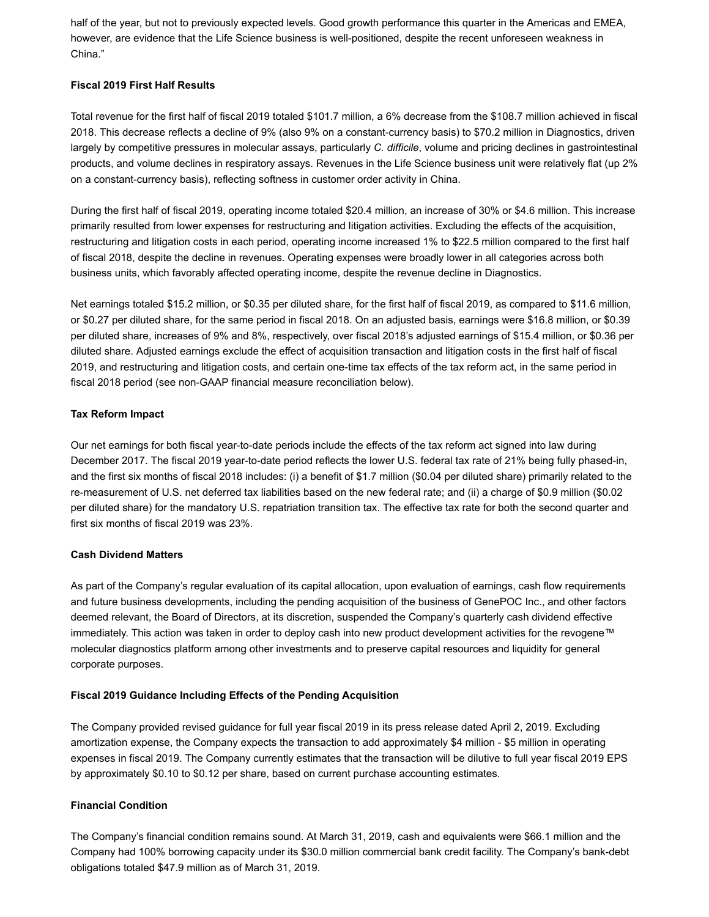half of the year, but not to previously expected levels. Good growth performance this quarter in the Americas and EMEA, however, are evidence that the Life Science business is well-positioned, despite the recent unforeseen weakness in China."

**Fiscal 2019 First Half Results**

Total revenue for the first half of fiscal 2019 totaled $101.7 million, a 6% decrease from the $108.7 million achieved in fiscal 2018. This decrease reflects a decline of 9% (also 9% on a constant-currency basis) to $70.2 million in Diagnostics, driven largely by competitive pressures in molecular assays, particularly *C. difficile*, volume and pricing declines in gastrointestinal products, and volume declines in respiratory assays. Revenues in the Life Science business unit were relatively flat (up 2% on a constant-currency basis), reflecting softness in customer order activity in China.

During the first half of fiscal 2019, operating income totaled $20.4 million, an increase of 30% or $4.6 million. This increase primarily resulted from lower expenses for restructuring and litigation activities. Excluding the effects of the acquisition, restructuring and litigation costs in each period, operating income increased 1% to $22.5 million compared to the first half of fiscal 2018, despite the decline in revenues. Operating expenses were broadly lower in all categories across both business units, which favorably affected operating income, despite the revenue decline in Diagnostics.

Net earnings totaled $15.2 million, or $0.35 per diluted share, for the first half of fiscal 2019, as compared to $11.6 million, or $0.27 per diluted share, for the same period in fiscal 2018. On an adjusted basis, earnings were $16.8 million, or $0.39 per diluted share, increases of 9% and 8%, respectively, over fiscal 2018's adjusted earnings of $15.4 million, or $0.36 per diluted share. Adjusted earnings exclude the effect of acquisition transaction and litigation costs in the first half of fiscal 2019, and restructuring and litigation costs, and certain one-time tax effects of the tax reform act, in the same period in fiscal 2018 period (see non-GAAP financial measure reconciliation below).

**Tax Reform Impact**

Our net earnings for both fiscal year-to-date periods include the effects of the tax reform act signed into law during December 2017. The fiscal 2019 year-to-date period reflects the lower U.S. federal tax rate of 21% being fully phased-in, and the first six months of fiscal 2018 includes: (i) a benefit of $1.7 million ($0.04 per diluted share) primarily related to the re-measurement of U.S. net deferred tax liabilities based on the new federal rate; and (ii) a charge of $0.9 million ($0.02 per diluted share) for the mandatory U.S. repatriation transition tax. The effective tax rate for both the second quarter and first six months of fiscal 2019 was 23%.

**Cash Dividend Matters**

As part of the Company's regular evaluation of its capital allocation, upon evaluation of earnings, cash flow requirements and future business developments, including the pending acquisition of the business of GenePOC Inc., and other factors deemed relevant, the Board of Directors, at its discretion, suspended the Company's quarterly cash dividend effective immediately. This action was taken in order to deploy cash into new product development activities for the revogene™ molecular diagnostics platform among other investments and to preserve capital resources and liquidity for general corporate purposes.

**Fiscal 2019 Guidance Including Effects of the Pending Acquisition**

The Company provided revised guidance for full year fiscal 2019 in its press release dated April 2, 2019. Excluding amortization expense, the Company expects the transaction to add approximately $4 million - $5 million in operating expenses in fiscal 2019. The Company currently estimates that the transaction will be dilutive to full year fiscal 2019 EPS by approximately $0.10 to $0.12 per share, based on current purchase accounting estimates.

**Financial Condition**

The Company's financial condition remains sound. At March 31, 2019, cash and equivalents were $66.1 million and the Company had 100% borrowing capacity under its $30.0 million commercial bank credit facility. The Company's bank-debt obligations totaled $47.9 million as of March 31, 2019.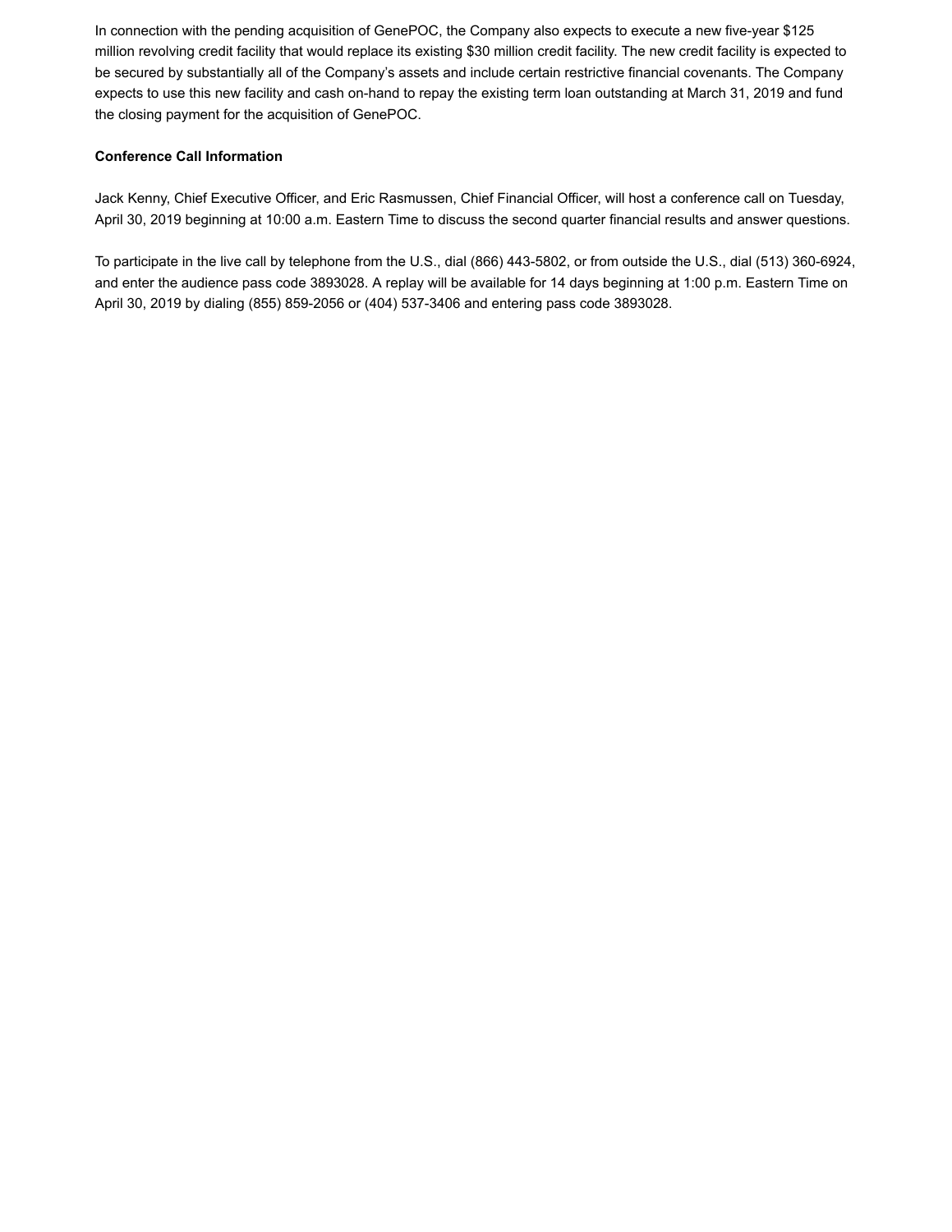In connection with the pending acquisition of GenePOC, the Company also expects to execute a new five-year $125 million revolving credit facility that would replace its existing $30 million credit facility. The new credit facility is expected to be secured by substantially all of the Company's assets and include certain restrictive financial covenants. The Company expects to use this new facility and cash on-hand to repay the existing term loan outstanding at March 31, 2019 and fund the closing payment for the acquisition of GenePOC.

**Conference Call Information**

Jack Kenny, Chief Executive Officer, and Eric Rasmussen, Chief Financial Officer, will host a conference call on Tuesday, April 30, 2019 beginning at 10:00 a.m. Eastern Time to discuss the second quarter financial results and answer questions.

To participate in the live call by telephone from the U.S., dial (866) 443-5802, or from outside the U.S., dial (513) 360-6924, and enter the audience pass code 3893028. A replay will be available for 14 days beginning at 1:00 p.m. Eastern Time on April 30, 2019 by dialing (855) 859-2056 or (404) 537-3406 and entering pass code 3893028.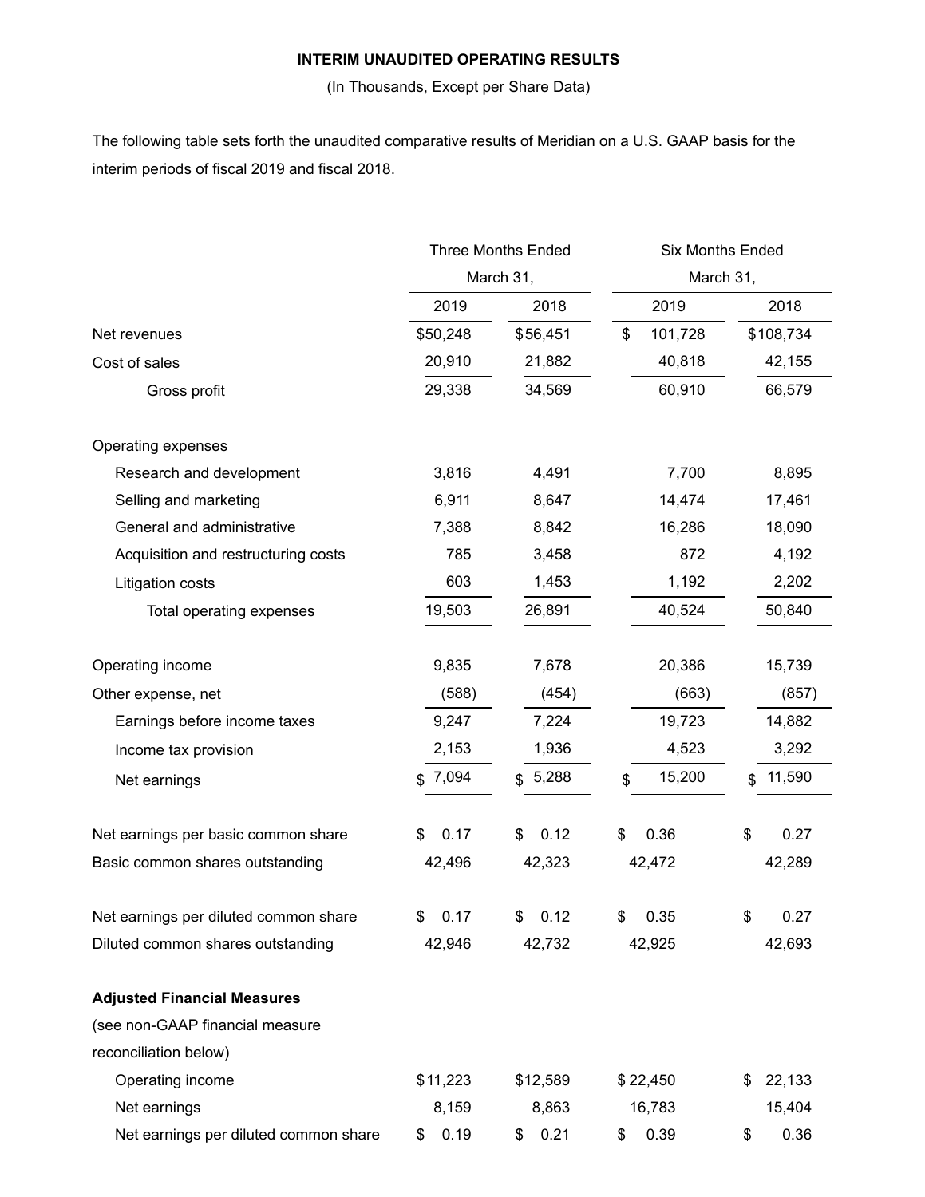**INTERIM UNAUDITED OPERATING RESULTS**

(In Thousands, Except per Share Data)

The following table sets forth the unaudited comparative results of Meridian on a U.S. GAAP basis for the interim periods of fiscal 2019 and fiscal 2018.

| | Three Months Ended March 31, | | Six Months Ended March 31, | |
|---|---|---|---|---|
| | 2019 | 2018 | 2019 | 2018 |
| Net revenues | $50,248 | $56,451 | $ 101,728 | $108,734 |
| Cost of sales | 20,910 | 21,882 | 40,818 | 42,155 |
| Gross profit | 29,338 | 34,569 | 60,910 | 66,579 |
| Operating expenses | | | | |
| Research and development | 3,816 | 4,491 | 7,700 | 8,895 |
| Selling and marketing | 6,911 | 8,647 | 14,474 | 17,461 |
| General and administrative | 7,388 | 8,842 | 16,286 | 18,090 |
| Acquisition and restructuring costs | 785 | 3,458 | 872 | 4,192 |
| Litigation costs | 603 | 1,453 | 1,192 | 2,202 |
| Total operating expenses | 19,503 | 26,891 | 40,524 | 50,840 |
| Operating income | 9,835 | 7,678 | 20,386 | 15,739 |
| Other expense, net | (588) | (454) | (663) | (857) |
| Earnings before income taxes | 9,247 | 7,224 | 19,723 | 14,882 |
| Income tax provision | 2,153 | 1,936 | 4,523 | 3,292 |
| Net earnings | $ 7,094 | $ 5,288 | $ 15,200 | $ 11,590 |
| Net earnings per basic common share | $ 0.17 | $ 0.12 | $ 0.36 | $ 0.27 |
| Basic common shares outstanding | 42,496 | 42,323 | 42,472 | 42,289 |
| Net earnings per diluted common share | $ 0.17 | $ 0.12 | $ 0.35 | $ 0.27 |
| Diluted common shares outstanding | 42,946 | 42,732 | 42,925 | 42,693 |
| **Adjusted Financial Measures** (see non-GAAP financial measure reconciliation below) | | | | |
| Operating income | $11,223 | $12,589 | $ 22,450 | $ 22,133 |
| Net earnings | 8,159 | 8,863 | 16,783 | 15,404 |
| Net earnings per diluted common share | $ 0.19 | $ 0.21 | $ 0.39 | $ 0.36 |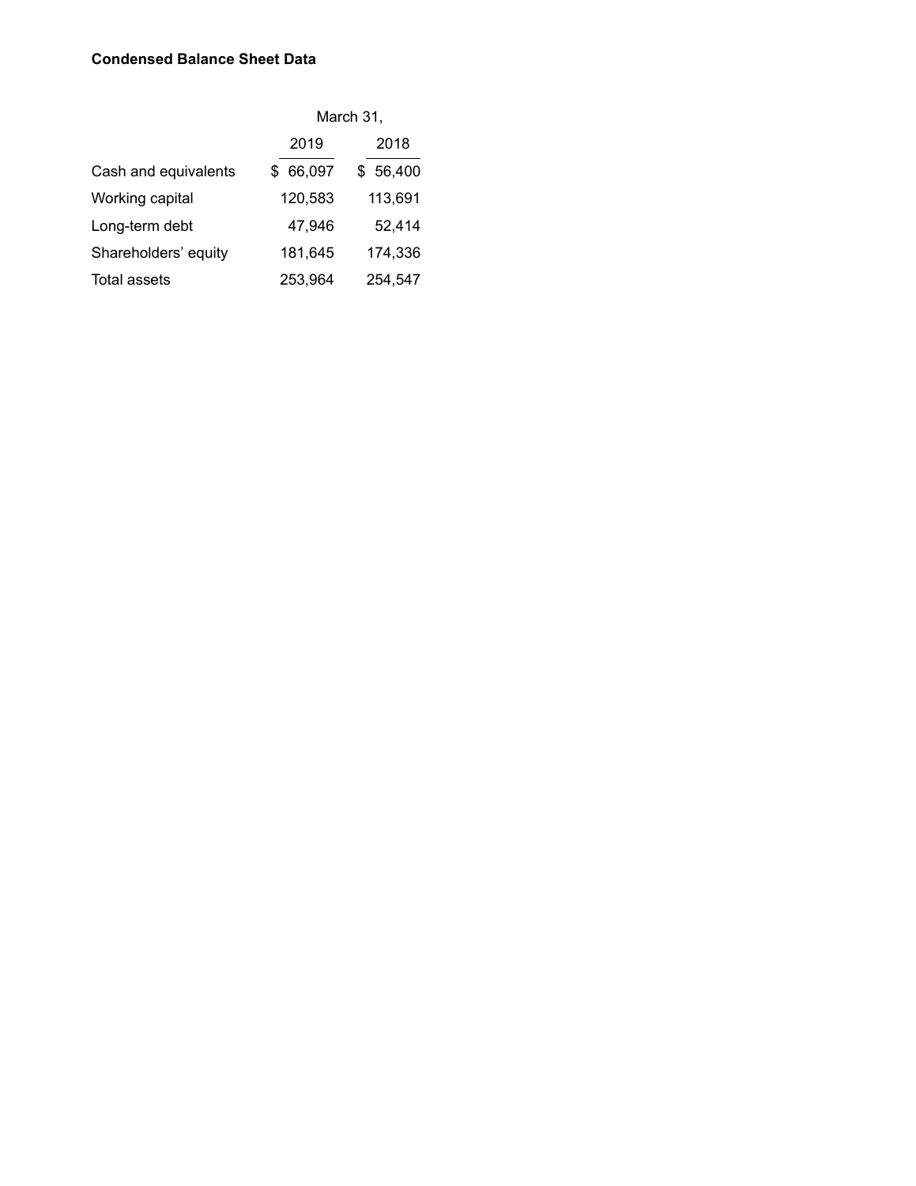**Condensed Balance Sheet Data**

| | March 31, | |
|---|---|---|
| | 2019 | 2018 |
| Cash and equivalents | $ 66,097 | $ 56,400 |
| Working capital | 120,583 | 113,691 |
| Long-term debt | 47,946 | 52,414 |
| Shareholders' equity | 181,645 | 174,336 |
| Total assets | 253,964 | 254,547 |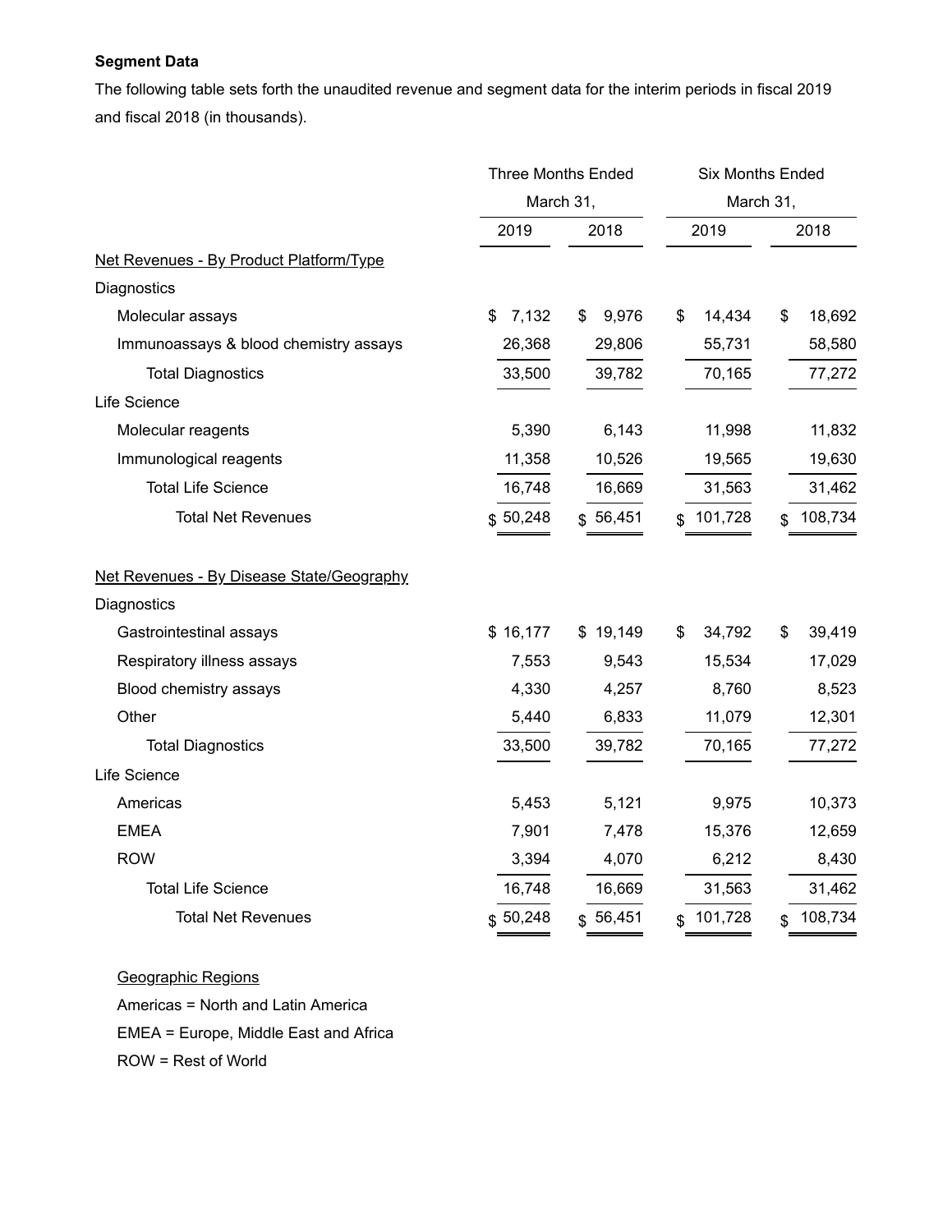**Segment Data**

The following table sets forth the unaudited revenue and segment data for the interim periods in fiscal 2019 and fiscal 2018 (in thousands).

| | Three Months Ended March 31, | | Six Months Ended March 31, | |
|---|---|---|---|---|
| | 2019 | 2018 | 2019 | 2018 |
| Net Revenues - By Product Platform/Type | | | | |
| Diagnostics | | | | |
| Molecular assays | $ 7,132 | $ 9,976 | $ 14,434 | $ 18,692 |
| Immunoassays & blood chemistry assays | 26,368 | 29,806 | 55,731 | 58,580 |
| Total Diagnostics | 33,500 | 39,782 | 70,165 | 77,272 |
| Life Science | | | | |
| Molecular reagents | 5,390 | 6,143 | 11,998 | 11,832 |
| Immunological reagents | 11,358 | 10,526 | 19,565 | 19,630 |
| Total Life Science | 16,748 | 16,669 | 31,563 | 31,462 |
| Total Net Revenues | $ 50,248 | $ 56,451 | $ 101,728 | $ 108,734 |
| Net Revenues - By Disease State/Geography | | | | |
| Diagnostics | | | | |
| Gastrointestinal assays | $ 16,177 | $ 19,149 | $ 34,792 | $ 39,419 |
| Respiratory illness assays | 7,553 | 9,543 | 15,534 | 17,029 |
| Blood chemistry assays | 4,330 | 4,257 | 8,760 | 8,523 |
| Other | 5,440 | 6,833 | 11,079 | 12,301 |
| Total Diagnostics | 33,500 | 39,782 | 70,165 | 77,272 |
| Life Science | | | | |
| Americas | 5,453 | 5,121 | 9,975 | 10,373 |
| EMEA | 7,901 | 7,478 | 15,376 | 12,659 |
| ROW | 3,394 | 4,070 | 6,212 | 8,430 |
| Total Life Science | 16,748 | 16,669 | 31,563 | 31,462 |
| Total Net Revenues | $ 50,248 | $ 56,451 | $ 101,728 | $ 108,734 |

Geographic Regions

Americas = North and Latin America

EMEA = Europe, Middle East and Africa

ROW = Rest of World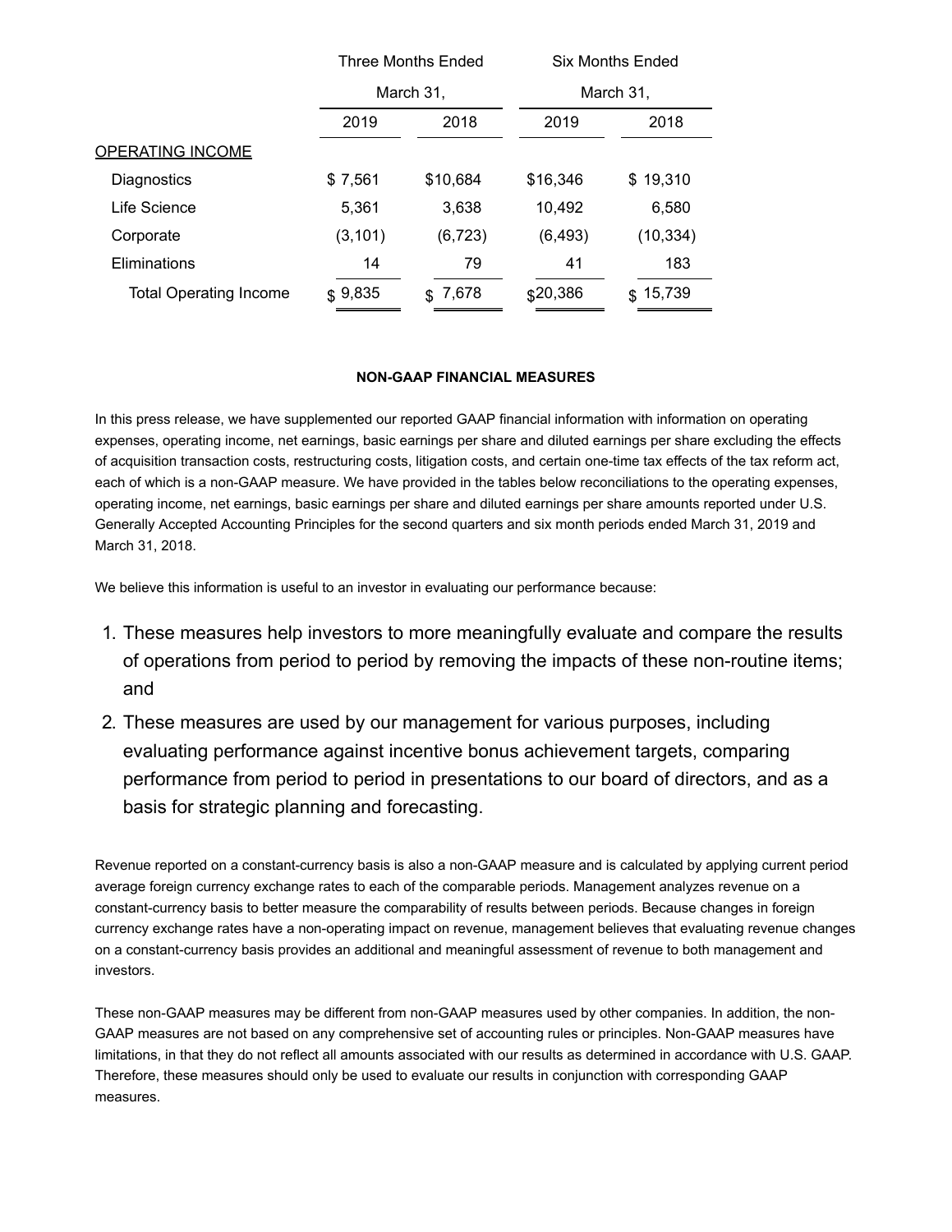| | Three Months Ended March 31, | | Six Months Ended March 31, | |
|---|---|---|---|---|
| | 2019 | 2018 | 2019 | 2018 |
| OPERATING INCOME | | | | |
| Diagnostics | $ 7,561 | $10,684 | $16,346 | $ 19,310 |
| Life Science | 5,361 | 3,638 | 10,492 | 6,580 |
| Corporate | (3,101) | (6,723) | (6,493) | (10,334) |
| Eliminations | 14 | 79 | 41 | 183 |
| Total Operating Income | $ 9,835 | $ 7,678 | $20,386 | $ 15,739 |

**NON-GAAP FINANCIAL MEASURES**

In this press release, we have supplemented our reported GAAP financial information with information on operating expenses, operating income, net earnings, basic earnings per share and diluted earnings per share excluding the effects of acquisition transaction costs, restructuring costs, litigation costs, and certain one-time tax effects of the tax reform act, each of which is a non-GAAP measure. We have provided in the tables below reconciliations to the operating expenses, operating income, net earnings, basic earnings per share and diluted earnings per share amounts reported under U.S. Generally Accepted Accounting Principles for the second quarters and six month periods ended March 31, 2019 and March 31, 2018.

We believe this information is useful to an investor in evaluating our performance because:

1. These measures help investors to more meaningfully evaluate and compare the results of operations from period to period by removing the impacts of these non-routine items; and
2. These measures are used by our management for various purposes, including evaluating performance against incentive bonus achievement targets, comparing performance from period to period in presentations to our board of directors, and as a basis for strategic planning and forecasting.

Revenue reported on a constant-currency basis is also a non-GAAP measure and is calculated by applying current period average foreign currency exchange rates to each of the comparable periods. Management analyzes revenue on a constant-currency basis to better measure the comparability of results between periods. Because changes in foreign currency exchange rates have a non-operating impact on revenue, management believes that evaluating revenue changes on a constant-currency basis provides an additional and meaningful assessment of revenue to both management and investors.

These non-GAAP measures may be different from non-GAAP measures used by other companies. In addition, the non-GAAP measures are not based on any comprehensive set of accounting rules or principles. Non-GAAP measures have limitations, in that they do not reflect all amounts associated with our results as determined in accordance with U.S. GAAP. Therefore, these measures should only be used to evaluate our results in conjunction with corresponding GAAP measures.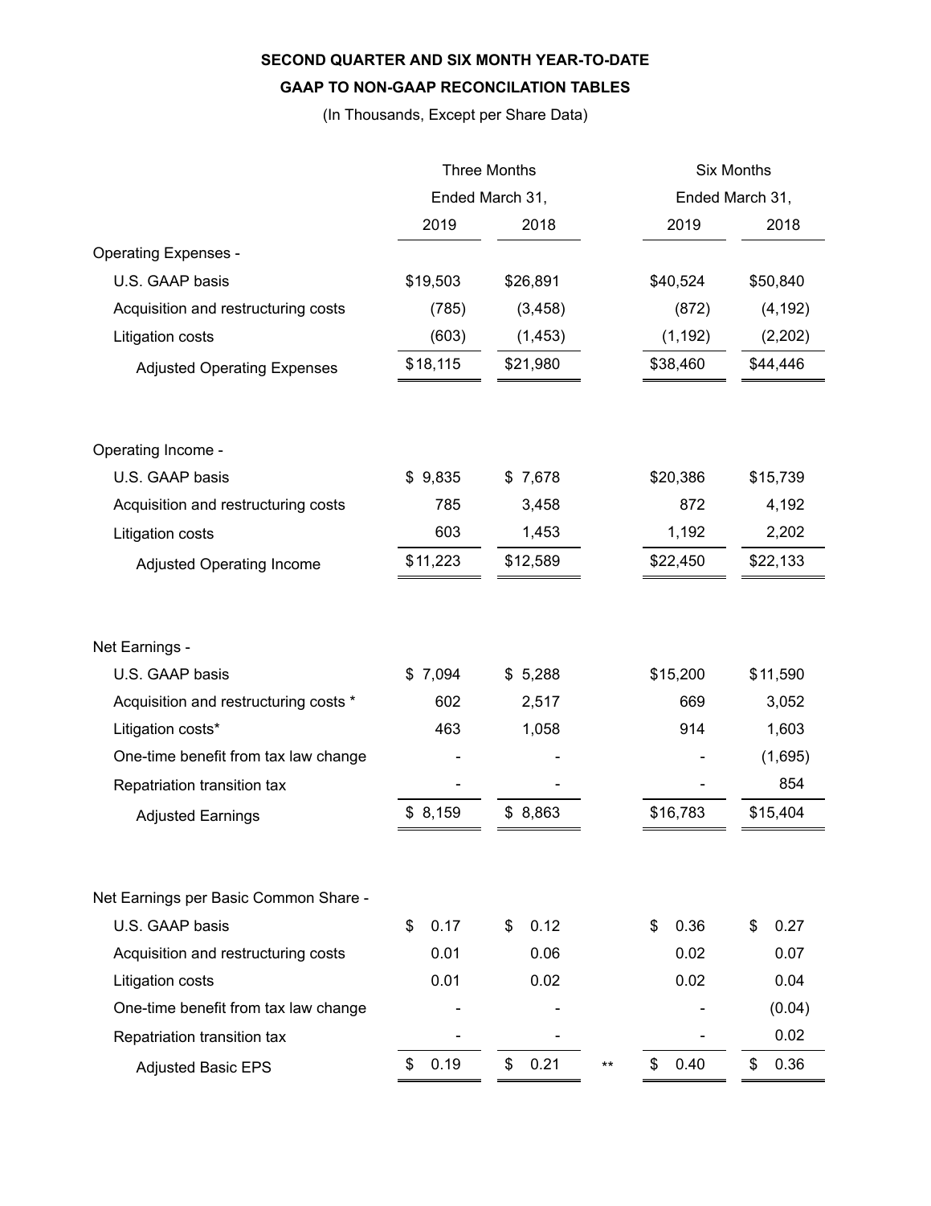**SECOND QUARTER AND SIX MONTH YEAR-TO-DATE**

**GAAP TO NON-GAAP RECONCILATION TABLES**

(In Thousands, Except per Share Data)

| | Three Months Ended March 31, | | | Six Months Ended March 31, | |
|---|---|---|---|---|---|
| | 2019 | 2018 | | 2019 | 2018 |
| Operating Expenses - | | | | | |
| U.S. GAAP basis | $19,503 | $26,891 | | $40,524 | $50,840 |
| Acquisition and restructuring costs | (785) | (3,458) | | (872) | (4,192) |
| Litigation costs | (603) | (1,453) | | (1,192) | (2,202) |
| Adjusted Operating Expenses | $18,115 | $21,980 | | $38,460 | $44,446 |
| | | | | | |
| Operating Income - | | | | | |
| U.S. GAAP basis | $ 9,835 | $ 7,678 | | $20,386 | $15,739 |
| Acquisition and restructuring costs | 785 | 3,458 | | 872 | 4,192 |
| Litigation costs | 603 | 1,453 | | 1,192 | 2,202 |
| Adjusted Operating Income | $11,223 | $12,589 | | $22,450 | $22,133 |
| | | | | | |
| Net Earnings - | | | | | |
| U.S. GAAP basis | $ 7,094 | $ 5,288 | | $15,200 | $11,590 |
| Acquisition and restructuring costs * | 602 | 2,517 | | 669 | 3,052 |
| Litigation costs* | 463 | 1,058 | | 914 | 1,603 |
| One-time benefit from tax law change | - | - | | - | (1,695) |
| Repatriation transition tax | - | - | | - | 854 |
| Adjusted Earnings | $ 8,159 | $ 8,863 | | $16,783 | $15,404 |
| | | | | | |
| Net Earnings per Basic Common Share - | | | | | |
| U.S. GAAP basis | $ 0.17 | $ 0.12 | | $ 0.36 | $ 0.27 |
| Acquisition and restructuring costs | 0.01 | 0.06 | | 0.02 | 0.07 |
| Litigation costs | 0.01 | 0.02 | | 0.02 | 0.04 |
| One-time benefit from tax law change | - | - | | - | (0.04) |
| Repatriation transition tax | - | - | | - | 0.02 |
| Adjusted Basic EPS | $ 0.19 | $ 0.21 | ** | $ 0.40 | $ 0.36 |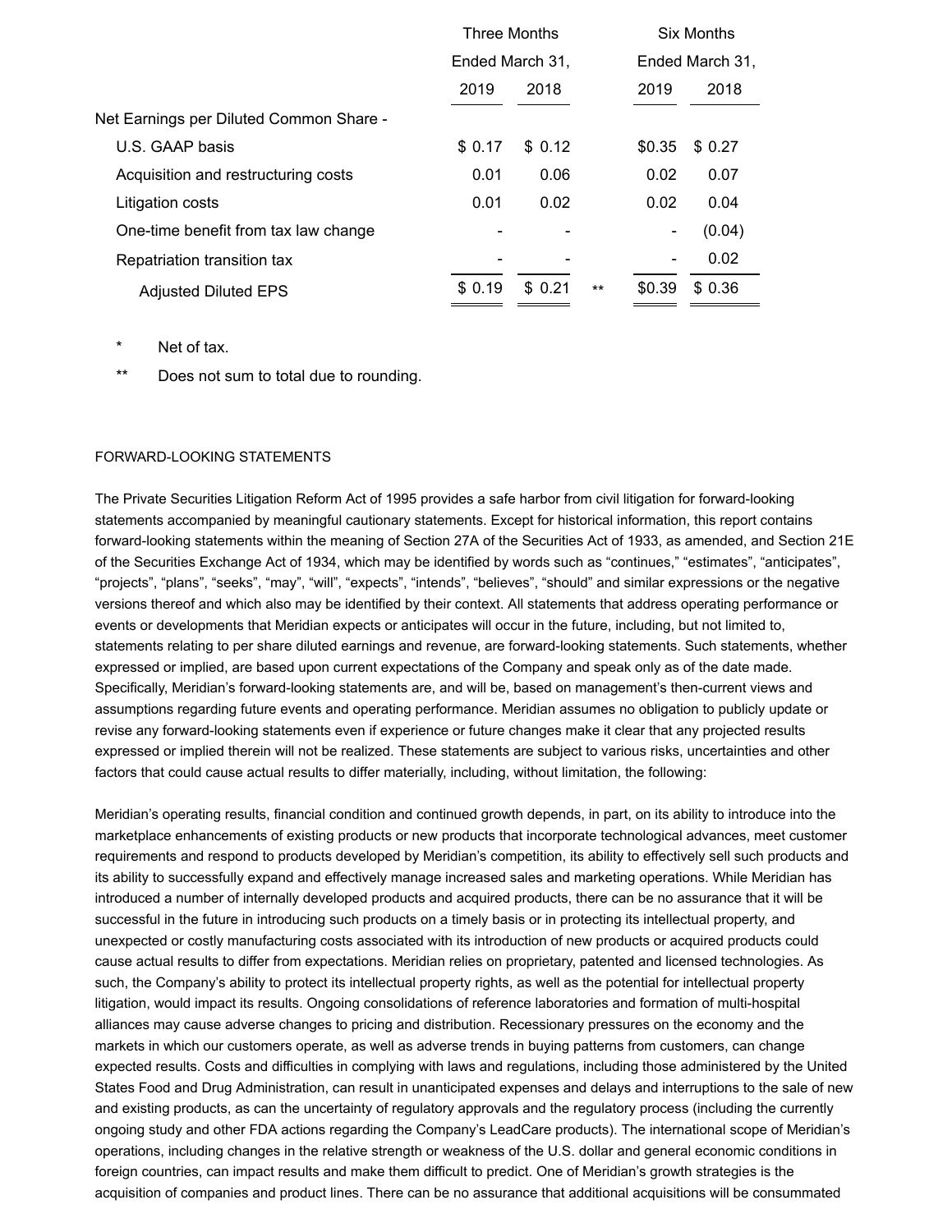| | Three Months Ended March 31, 2019 | Three Months Ended March 31, 2018 | | Six Months Ended March 31, 2019 | Six Months Ended March 31, 2018 |
|---|---|---|---|---|---|
| Net Earnings per Diluted Common Share - | | | | | |
| U.S. GAAP basis | $ 0.17 | $ 0.12 | | $0.35 | $ 0.27 |
| Acquisition and restructuring costs | 0.01 | 0.06 | | 0.02 | 0.07 |
| Litigation costs | 0.01 | 0.02 | | 0.02 | 0.04 |
| One-time benefit from tax law change | - | - | | - | (0.04) |
| Repatriation transition tax | - | - | | - | 0.02 |
| Adjusted Diluted EPS | $ 0.19 | $ 0.21 | ** | $0.39 | $ 0.36 |

\* Net of tax.

\*\* Does not sum to total due to rounding.

FORWARD-LOOKING STATEMENTS

The Private Securities Litigation Reform Act of 1995 provides a safe harbor from civil litigation for forward-looking statements accompanied by meaningful cautionary statements. Except for historical information, this report contains forward-looking statements within the meaning of Section 27A of the Securities Act of 1933, as amended, and Section 21E of the Securities Exchange Act of 1934, which may be identified by words such as "continues," "estimates", "anticipates", "projects", "plans", "seeks", "may", "will", "expects", "intends", "believes", "should" and similar expressions or the negative versions thereof and which also may be identified by their context. All statements that address operating performance or events or developments that Meridian expects or anticipates will occur in the future, including, but not limited to, statements relating to per share diluted earnings and revenue, are forward-looking statements. Such statements, whether expressed or implied, are based upon current expectations of the Company and speak only as of the date made. Specifically, Meridian's forward-looking statements are, and will be, based on management's then-current views and assumptions regarding future events and operating performance. Meridian assumes no obligation to publicly update or revise any forward-looking statements even if experience or future changes make it clear that any projected results expressed or implied therein will not be realized. These statements are subject to various risks, uncertainties and other factors that could cause actual results to differ materially, including, without limitation, the following:

Meridian's operating results, financial condition and continued growth depends, in part, on its ability to introduce into the marketplace enhancements of existing products or new products that incorporate technological advances, meet customer requirements and respond to products developed by Meridian's competition, its ability to effectively sell such products and its ability to successfully expand and effectively manage increased sales and marketing operations. While Meridian has introduced a number of internally developed products and acquired products, there can be no assurance that it will be successful in the future in introducing such products on a timely basis or in protecting its intellectual property, and unexpected or costly manufacturing costs associated with its introduction of new products or acquired products could cause actual results to differ from expectations. Meridian relies on proprietary, patented and licensed technologies. As such, the Company's ability to protect its intellectual property rights, as well as the potential for intellectual property litigation, would impact its results. Ongoing consolidations of reference laboratories and formation of multi-hospital alliances may cause adverse changes to pricing and distribution. Recessionary pressures on the economy and the markets in which our customers operate, as well as adverse trends in buying patterns from customers, can change expected results. Costs and difficulties in complying with laws and regulations, including those administered by the United States Food and Drug Administration, can result in unanticipated expenses and delays and interruptions to the sale of new and existing products, as can the uncertainty of regulatory approvals and the regulatory process (including the currently ongoing study and other FDA actions regarding the Company's LeadCare products). The international scope of Meridian's operations, including changes in the relative strength or weakness of the U.S. dollar and general economic conditions in foreign countries, can impact results and make them difficult to predict. One of Meridian's growth strategies is the acquisition of companies and product lines. There can be no assurance that additional acquisitions will be consummated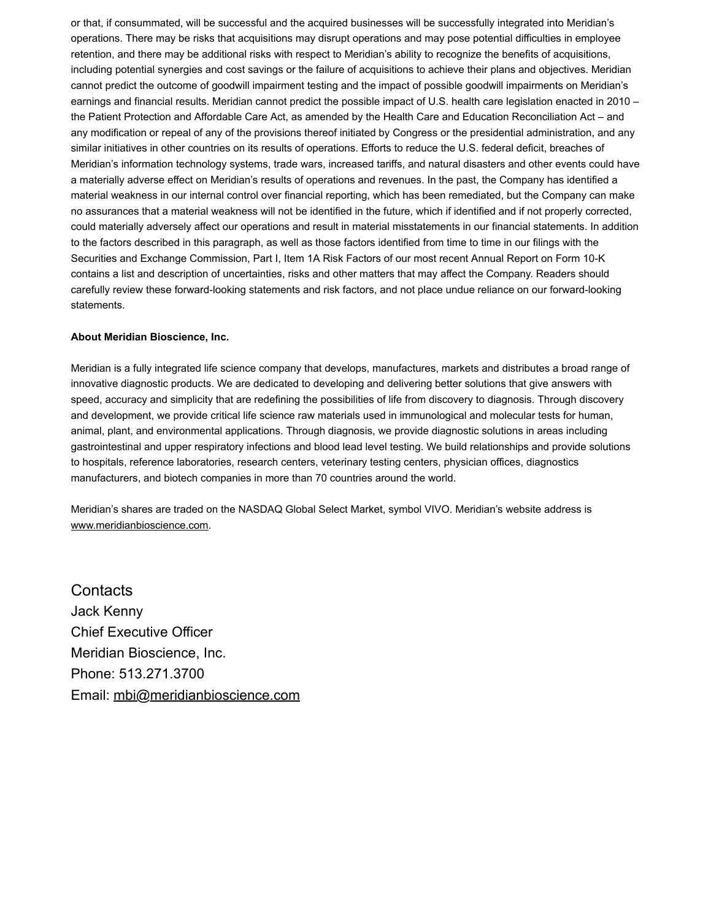or that, if consummated, will be successful and the acquired businesses will be successfully integrated into Meridian's operations. There may be risks that acquisitions may disrupt operations and may pose potential difficulties in employee retention, and there may be additional risks with respect to Meridian's ability to recognize the benefits of acquisitions, including potential synergies and cost savings or the failure of acquisitions to achieve their plans and objectives. Meridian cannot predict the outcome of goodwill impairment testing and the impact of possible goodwill impairments on Meridian's earnings and financial results. Meridian cannot predict the possible impact of U.S. health care legislation enacted in 2010 – the Patient Protection and Affordable Care Act, as amended by the Health Care and Education Reconciliation Act – and any modification or repeal of any of the provisions thereof initiated by Congress or the presidential administration, and any similar initiatives in other countries on its results of operations. Efforts to reduce the U.S. federal deficit, breaches of Meridian's information technology systems, trade wars, increased tariffs, and natural disasters and other events could have a materially adverse effect on Meridian's results of operations and revenues. In the past, the Company has identified a material weakness in our internal control over financial reporting, which has been remediated, but the Company can make no assurances that a material weakness will not be identified in the future, which if identified and if not properly corrected, could materially adversely affect our operations and result in material misstatements in our financial statements. In addition to the factors described in this paragraph, as well as those factors identified from time to time in our filings with the Securities and Exchange Commission, Part I, Item 1A Risk Factors of our most recent Annual Report on Form 10-K contains a list and description of uncertainties, risks and other matters that may affect the Company. Readers should carefully review these forward-looking statements and risk factors, and not place undue reliance on our forward-looking statements.

**About Meridian Bioscience, Inc.**

Meridian is a fully integrated life science company that develops, manufactures, markets and distributes a broad range of innovative diagnostic products. We are dedicated to developing and delivering better solutions that give answers with speed, accuracy and simplicity that are redefining the possibilities of life from discovery to diagnosis. Through discovery and development, we provide critical life science raw materials used in immunological and molecular tests for human, animal, plant, and environmental applications. Through diagnosis, we provide diagnostic solutions in areas including gastrointestinal and upper respiratory infections and blood lead level testing. We build relationships and provide solutions to hospitals, reference laboratories, research centers, veterinary testing centers, physician offices, diagnostics manufacturers, and biotech companies in more than 70 countries around the world.

Meridian's shares are traded on the NASDAQ Global Select Market, symbol VIVO. Meridian's website address is www.meridianbioscience.com.

## Contacts

Jack Kenny
Chief Executive Officer
Meridian Bioscience, Inc.
Phone: 513.271.3700
Email: mbi@meridianbioscience.com